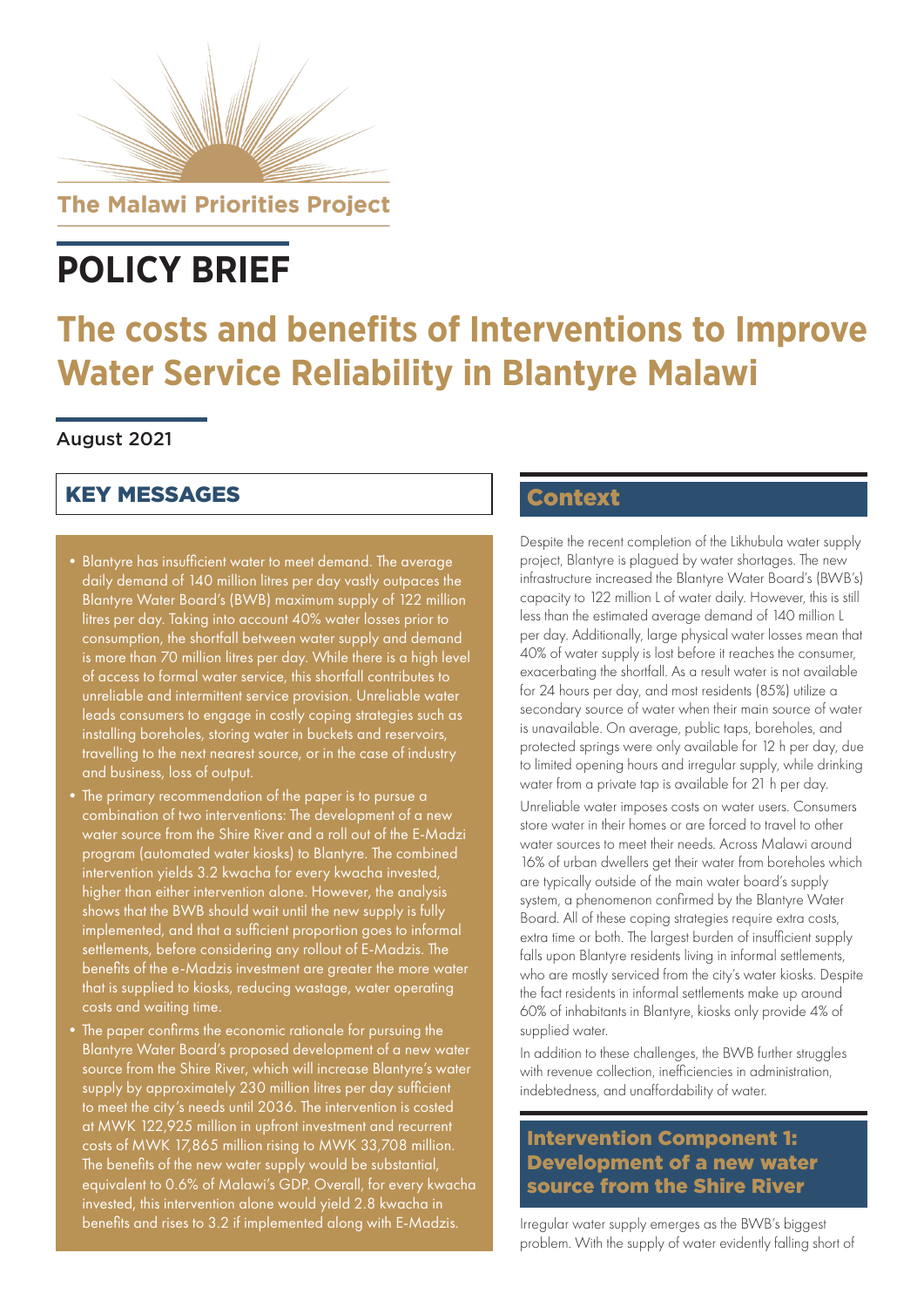The Malawi Priorities Project

# POLICY BRIEF

# The costs and benefits of Interventions to Improve Water Service Reliability in Blantyre Malawi

August 2021

## KEY MESSAGES

- Blantyre has insufficient water to meet demand. The average daily demand of 140 million litres per day vastly outpaces the Blantyre Water Board's (BWB) maximum supply of 122 million litres per day. Taking into account 40% water losses prior to consumption, the shortfall between water supply and demand is more than 70 million litres per day. While there is a high level of access to formal water service, this shortfall contributes to unreliable and intermittent service provision. Unreliable water leads consumers to engage in costly coping strategies such as installing boreholes, storing water in buckets and reservoirs, travelling to the next nearest source, or in the case of industry and business, loss of output.
- The primary recommendation of the paper is to pursue a combination of two interventions: The development of a new water source from the Shire River and a roll out of the E-Madzi program (automated water kiosks) to Blantyre. The combined intervention yields 3.2 kwacha for every kwacha invested, higher than either intervention alone. However, the analysis shows that the BWB should wait until the new supply is fully implemented, and that a sufficient proportion goes to informal settlements, before considering any rollout of E-Madzis. The benefits of the e-Madzis investment are greater the more water that is supplied to kiosks, reducing wastage, water operating costs and waiting time.
- The paper confirms the economic rationale for pursuing the Blantyre Water Board's proposed development of a new water source from the Shire River, which will increase Blantyre's water supply by approximately 230 million litres per day sufficient to meet the city's needs until 2036. The intervention is costed at MWK 122,925 million in upfront investment and recurrent costs of MWK 17,865 million rising to MWK 33,708 million. The benefits of the new water supply would be substantial, equivalent to 0.6% of Malawi's GDP. Overall, for every kwacha invested, this intervention alone would yield 2.8 kwacha in benefits and rises to 3.2 if implemented along with E-Madzis.

## Context

Despite the recent completion of the Likhubula water supply project, Blantyre is plagued by water shortages. The new infrastructure increased the Blantyre Water Board's (BWB's) capacity to 122 million L of water daily. However, this is still less than the estimated average demand of 140 million L per day. Additionally, large physical water losses mean that 40% of water supply is lost before it reaches the consumer, exacerbating the shortfall. As a result water is not available for 24 hours per day, and most residents (85%) utilize a secondary source of water when their main source of water is unavailable. On average, public taps, boreholes, and protected springs were only available for 12 h per day, due to limited opening hours and irregular supply, while drinking water from a private tap is available for 21 h per day.

Unreliable water imposes costs on water users. Consumers store water in their homes or are forced to travel to other water sources to meet their needs. Across Malawi around 16% of urban dwellers get their water from boreholes which are typically outside of the main water board's supply system, a phenomenon confirmed by the Blantyre Water Board. All of these coping strategies require extra costs, extra time or both. The largest burden of insufficient supply falls upon Blantyre residents living in informal settlements, who are mostly serviced from the city's water kiosks. Despite the fact residents in informal settlements make up around 60% of inhabitants in Blantyre, kiosks only provide 4% of supplied water.

In addition to these challenges, the BWB further struggles with revenue collection, inefficiencies in administration, indebtedness, and unaffordability of water.

## Intervention Component 1: Development of a new water source from the Shire River

Irregular water supply emerges as the BWB's biggest problem. With the supply of water evidently falling short of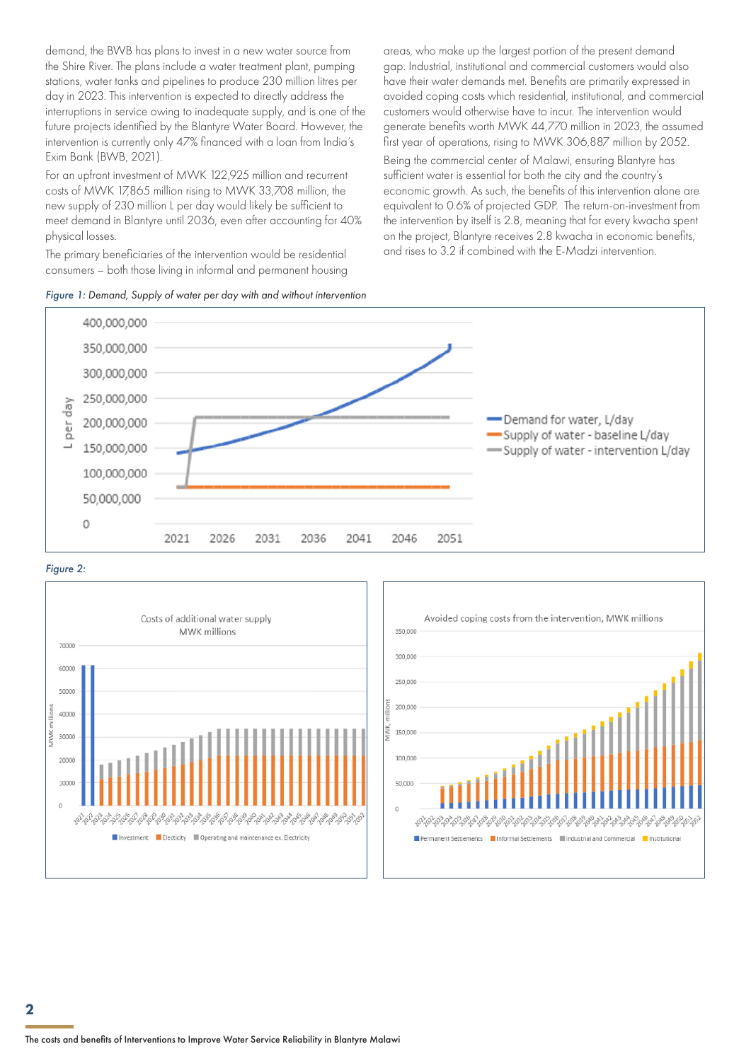demand, the BWB has plans to invest in a new water source from the Shire River. The plans include a water treatment plant, pumping stations, water tanks and pipelines to produce 230 million litres per day in 2023. This intervention is expected to directly address the interruptions in service owing to inadequate supply, and is one of the future projects identified by the Blantyre Water Board. However, the intervention is currently only 47% financed with a loan from India's Exim Bank (BWB, 2021).

For an upfront investment of MWK 122,925 million and recurrent costs of MWK 17,865 million rising to MWK 33,708 million, the new supply of 230 million L per day would likely be sufficient to meet demand in Blantyre until 2036, even after accounting for 40% physical losses.

The primary beneficiaries of the intervention would be residential consumers – both those living in informal and permanent housing areas, who make up the largest portion of the present demand gap. Industrial, institutional and commercial customers would also have their water demands met. Benefits are primarily expressed in avoided coping costs which residential, institutional, and commercial customers would otherwise have to incur. The intervention would generate benefits worth MWK 44,770 million in 2023, the assumed first year of operations, rising to MWK 306,887 million by 2052.

Being the commercial center of Malawi, ensuring Blantyre has sufficient water is essential for both the city and the country's economic growth. As such, the benefits of this intervention alone are equivalent to 0.6% of projected GDP. The return-on-investment from the intervention by itself is 2.8, meaning that for every kwacha spent on the project, Blantyre receives 2.8 kwacha in economic benefits, and rises to 3.2 if combined with the E-Madzi intervention.

*Figure 1: Demand, Supply of water per day with and without intervention*

*Figure 2:*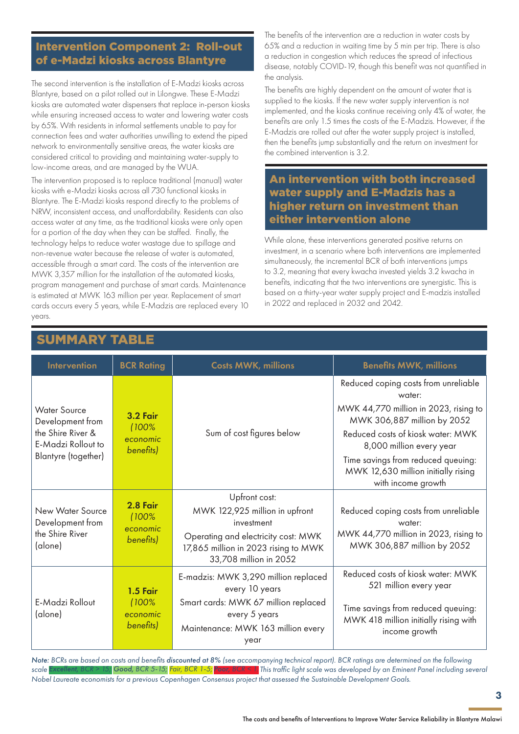## Intervention Component 2: Roll-out of e-Madzi kiosks across Blantyre

The second intervention is the installation of E-Madzi kiosks across Blantyre, based on a pilot rolled out in Lilongwe. These E-Madzi kiosks are automated water dispensers that replace in-person kiosks while ensuring increased access to water and lowering water costs by 65%. With residents in informal settlements unable to pay for connection fees and water authorities unwilling to extend the piped network to environmentally sensitive areas, the water kiosks are considered critical to providing and maintaining water-supply to low-income areas, and are managed by the WUA.

The intervention proposed is to replace traditional (manual) water kiosks with e-Madzi kiosks across all 730 functional kiosks in Blantyre. The E-Madzi kiosks respond directly to the problems of NRW, inconsistent access, and unaffordability. Residents can also access water at any time, as the traditional kiosks were only open for a portion of the day when they can be staffed. Finally, the technology helps to reduce water wastage due to spillage and non-revenue water because the release of water is automated, accessible through a smart card. The costs of the intervention are MWK 3,357 million for the installation of the automated kiosks, program management and purchase of smart cards. Maintenance is estimated at MWK 163 million per year. Replacement of smart cards occurs every 5 years, while E-Madzis are replaced every 10 years.

The benefits of the intervention are a reduction in water costs by 65% and a reduction in waiting time by 5 min per trip. There is also a reduction in congestion which reduces the spread of infectious disease, notably COVID-19, though this benefit was not quantified in the analysis.

The benefits are highly dependent on the amount of water that is supplied to the kiosks. If the new water supply intervention is not implemented, and the kiosks continue receiving only 4% of water, the benefits are only 1.5 times the costs of the E-Madzis. However, if the E-Madzis are rolled out after the water supply project is installed, then the benefits jump substantially and the return on investment for the combined intervention is 3.2.

## An intervention with both increased water supply and E-Madzis has a higher return on investment than either intervention alone

While alone, these interventions generated positive returns on investment, in a scenario where both interventions are implemented simultaneously, the incremental BCR of both interventions jumps to 3.2, meaning that every kwacha invested yields 3.2 kwacha in benefits, indicating that the two interventions are synergistic. This is based on a thirty-year water supply project and E-madzis installed in 2022 and replaced in 2032 and 2042.

## SUMMARY TABLE

| Intervention | BCR Rating | Costs MWK, millions | Benefits MWK, millions |
|---|---|---|---|
| Water Source Development from the Shire River & E-Madzi Rollout to Blantyre (together) | **3.2 Fair** *(100% economic benefits)* | Sum of cost figures below | Reduced coping costs from unreliable water: MWK 44,770 million in 2023, rising to MWK 306,887 million by 2052<br>Reduced costs of kiosk water: MWK 8,000 million every year<br>Time savings from reduced queuing: MWK 12,630 million initially rising with income growth |
| New Water Source Development from the Shire River (alone) | **2.8 Fair** *(100% economic benefits)* | Upfront cost: MWK 122,925 million in upfront investment<br>Operating and electricity cost: MWK 17,865 million in 2023 rising to MWK 33,708 million in 2052 | Reduced coping costs from unreliable water: MWK 44,770 million in 2023, rising to MWK 306,887 million by 2052 |
| E-Madzi Rollout (alone) | **1.5 Fair** *(100% economic benefits)* | E-madzis: MWK 3,290 million replaced every 10 years<br>Smart cards: MWK 67 million replaced every 5 years<br>Maintenance: MWK 163 million every year | Reduced costs of kiosk water: MWK 521 million every year<br>Time savings from reduced queuing: MWK 418 million initially rising with income growth |

*Note: BCRs are based on costs and benefits **discounted at 8%** (see accompanying technical report). BCR ratings are determined on the following scale **Excellent, BCR > 15**; **Good, BCR 5-15**; Fair, BCR 1-5; Poor, BCR < 1. This traffic light scale was developed by an Eminent Panel including several Nobel Laureate economists for a previous Copenhagen Consensus project that assessed the Sustainable Development Goals.*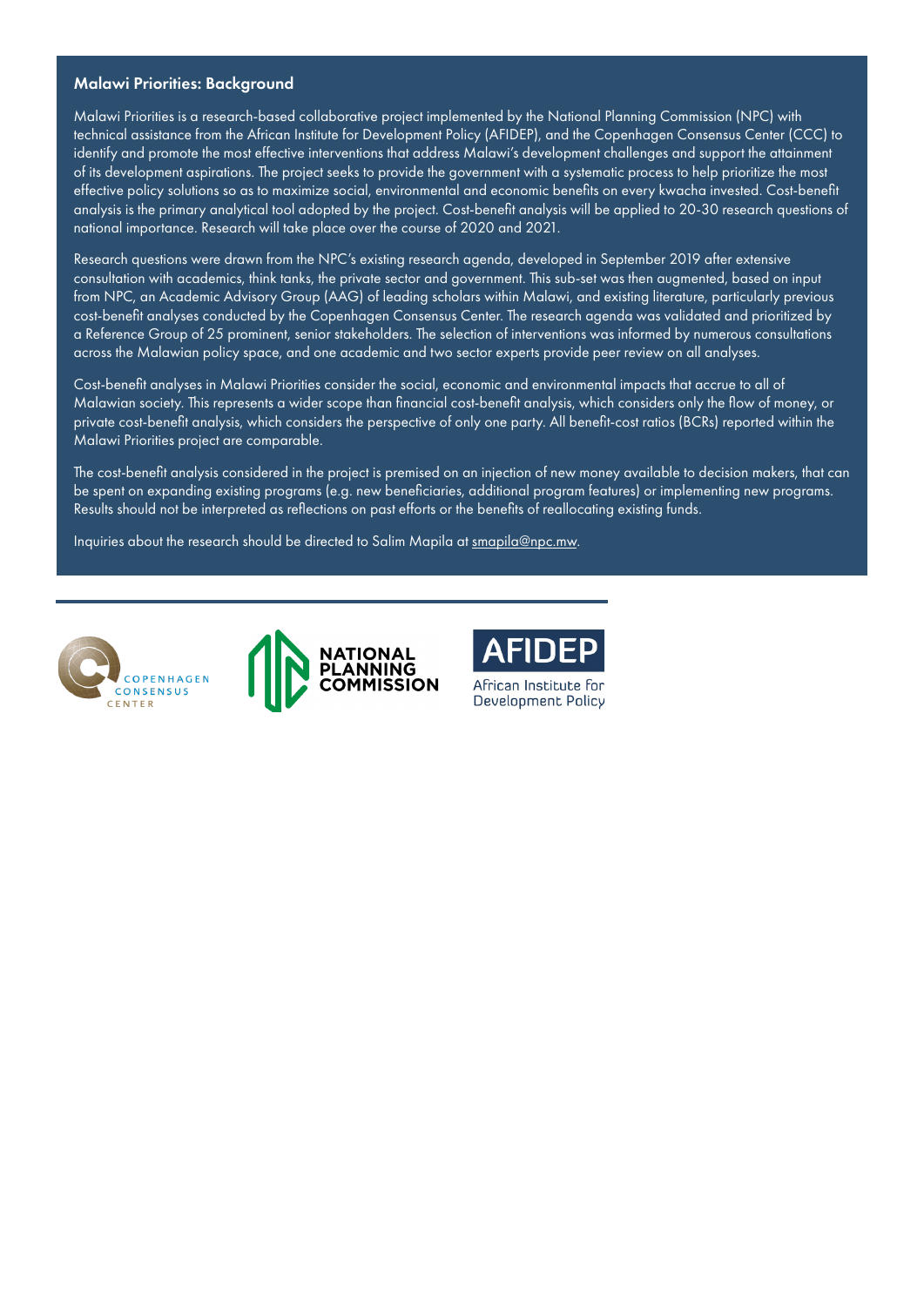## Malawi Priorities: Background

Malawi Priorities is a research-based collaborative project implemented by the National Planning Commission (NPC) with technical assistance from the African Institute for Development Policy (AFIDEP), and the Copenhagen Consensus Center (CCC) to identify and promote the most effective interventions that address Malawi's development challenges and support the attainment of its development aspirations. The project seeks to provide the government with a systematic process to help prioritize the most effective policy solutions so as to maximize social, environmental and economic benefits on every kwacha invested. Cost-benefit analysis is the primary analytical tool adopted by the project. Cost-benefit analysis will be applied to 20-30 research questions of national importance. Research will take place over the course of 2020 and 2021.

Research questions were drawn from the NPC's existing research agenda, developed in September 2019 after extensive consultation with academics, think tanks, the private sector and government. This sub-set was then augmented, based on input from NPC, an Academic Advisory Group (AAG) of leading scholars within Malawi, and existing literature, particularly previous cost-benefit analyses conducted by the Copenhagen Consensus Center. The research agenda was validated and prioritized by a Reference Group of 25 prominent, senior stakeholders. The selection of interventions was informed by numerous consultations across the Malawian policy space, and one academic and two sector experts provide peer review on all analyses.

Cost-benefit analyses in Malawi Priorities consider the social, economic and environmental impacts that accrue to all of Malawian society. This represents a wider scope than financial cost-benefit analysis, which considers only the flow of money, or private cost-benefit analysis, which considers the perspective of only one party. All benefit-cost ratios (BCRs) reported within the Malawi Priorities project are comparable.

The cost-benefit analysis considered in the project is premised on an injection of new money available to decision makers, that can be spent on expanding existing programs (e.g. new beneficiaries, additional program features) or implementing new programs. Results should not be interpreted as reflections on past efforts or the benefits of reallocating existing funds.

Inquiries about the research should be directed to Salim Mapila at smapila@npc.mw.

COPENHAGEN CONSENSUS CENTER

NATIONAL PLANNING COMMISSION

AFIDEP African Institute for Development Policy